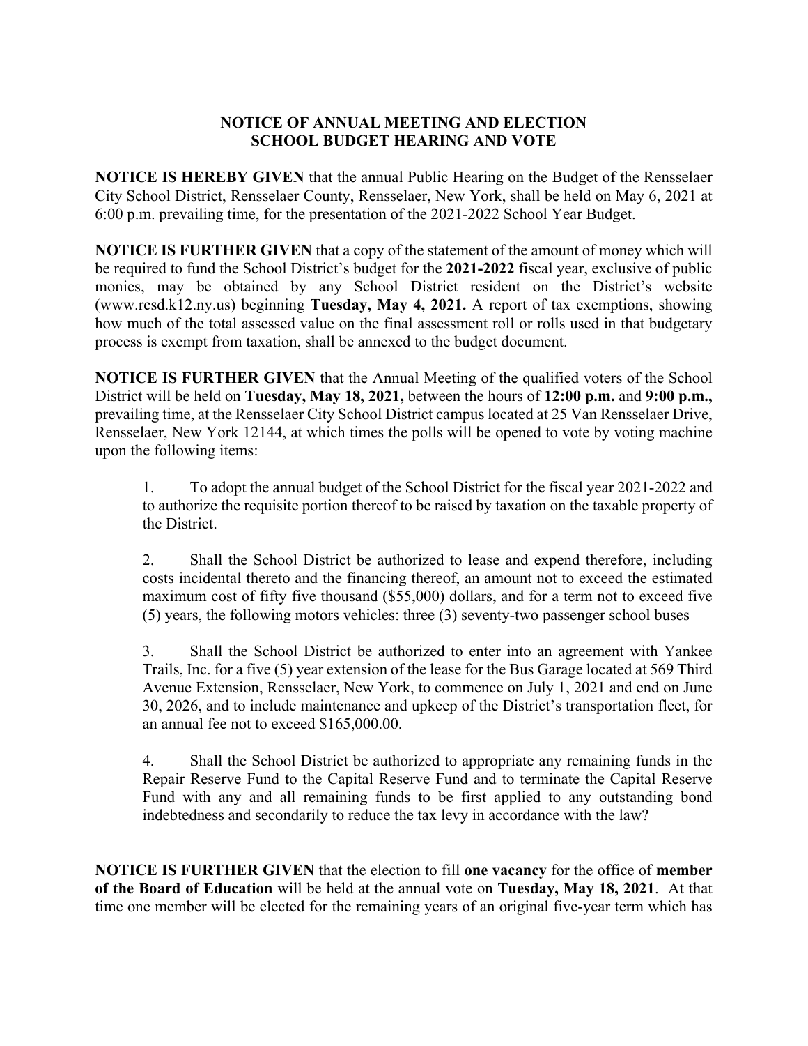# NOTICE OF ANNUAL MEETING AND ELECTION
# SCHOOL BUDGET HEARING AND VOTE

**NOTICE IS HEREBY GIVEN** that the annual Public Hearing on the Budget of the Rensselaer City School District, Rensselaer County, Rensselaer, New York, shall be held on May 6, 2021 at 6:00 p.m. prevailing time, for the presentation of the 2021-2022 School Year Budget.

**NOTICE IS FURTHER GIVEN** that a copy of the statement of the amount of money which will be required to fund the School District's budget for the **2021-2022** fiscal year, exclusive of public monies, may be obtained by any School District resident on the District's website (www.rcsd.k12.ny.us) beginning **Tuesday, May 4, 2021.** A report of tax exemptions, showing how much of the total assessed value on the final assessment roll or rolls used in that budgetary process is exempt from taxation, shall be annexed to the budget document.

**NOTICE IS FURTHER GIVEN** that the Annual Meeting of the qualified voters of the School District will be held on **Tuesday, May 18, 2021,** between the hours of **12:00 p.m.** and **9:00 p.m.,** prevailing time, at the Rensselaer City School District campus located at 25 Van Rensselaer Drive, Rensselaer, New York 12144, at which times the polls will be opened to vote by voting machine upon the following items:

1. To adopt the annual budget of the School District for the fiscal year 2021-2022 and to authorize the requisite portion thereof to be raised by taxation on the taxable property of the District.

2. Shall the School District be authorized to lease and expend therefore, including costs incidental thereto and the financing thereof, an amount not to exceed the estimated maximum cost of fifty five thousand ($55,000) dollars, and for a term not to exceed five (5) years, the following motors vehicles: three (3) seventy-two passenger school buses

3. Shall the School District be authorized to enter into an agreement with Yankee Trails, Inc. for a five (5) year extension of the lease for the Bus Garage located at 569 Third Avenue Extension, Rensselaer, New York, to commence on July 1, 2021 and end on June 30, 2026, and to include maintenance and upkeep of the District's transportation fleet, for an annual fee not to exceed $165,000.00.

4. Shall the School District be authorized to appropriate any remaining funds in the Repair Reserve Fund to the Capital Reserve Fund and to terminate the Capital Reserve Fund with any and all remaining funds to be first applied to any outstanding bond indebtedness and secondarily to reduce the tax levy in accordance with the law?

**NOTICE IS FURTHER GIVEN** that the election to fill **one vacancy** for the office of **member of the Board of Education** will be held at the annual vote on **Tuesday, May 18, 2021**. At that time one member will be elected for the remaining years of an original five-year term which has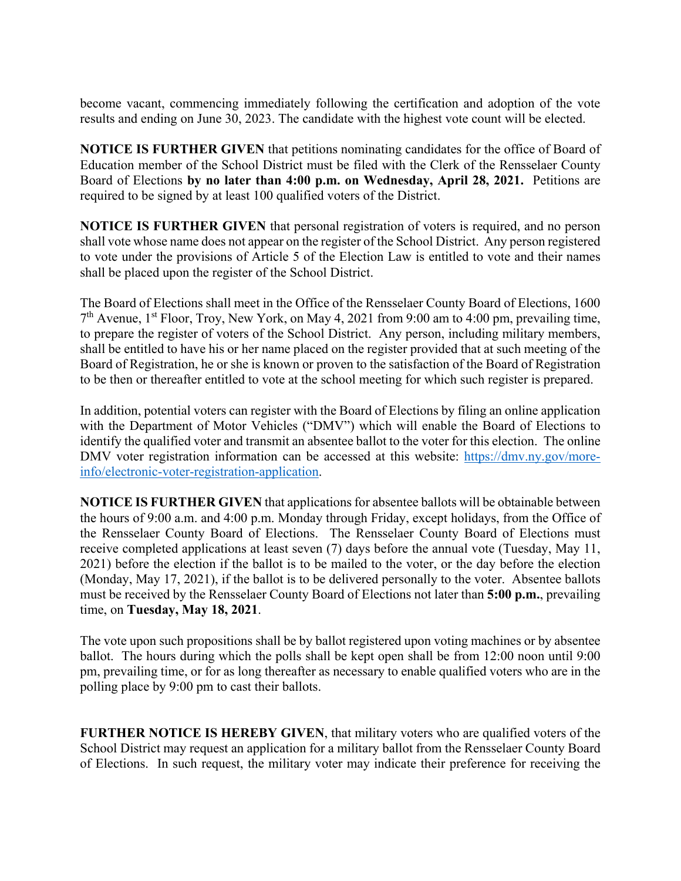become vacant, commencing immediately following the certification and adoption of the vote results and ending on June 30, 2023. The candidate with the highest vote count will be elected.

**NOTICE IS FURTHER GIVEN** that petitions nominating candidates for the office of Board of Education member of the School District must be filed with the Clerk of the Rensselaer County Board of Elections **by no later than 4:00 p.m. on Wednesday, April 28, 2021.** Petitions are required to be signed by at least 100 qualified voters of the District.

**NOTICE IS FURTHER GIVEN** that personal registration of voters is required, and no person shall vote whose name does not appear on the register of the School District. Any person registered to vote under the provisions of Article 5 of the Election Law is entitled to vote and their names shall be placed upon the register of the School District.

The Board of Elections shall meet in the Office of the Rensselaer County Board of Elections, 1600 7th Avenue, 1st Floor, Troy, New York, on May 4, 2021 from 9:00 am to 4:00 pm, prevailing time, to prepare the register of voters of the School District. Any person, including military members, shall be entitled to have his or her name placed on the register provided that at such meeting of the Board of Registration, he or she is known or proven to the satisfaction of the Board of Registration to be then or thereafter entitled to vote at the school meeting for which such register is prepared.

In addition, potential voters can register with the Board of Elections by filing an online application with the Department of Motor Vehicles ("DMV") which will enable the Board of Elections to identify the qualified voter and transmit an absentee ballot to the voter for this election. The online DMV voter registration information can be accessed at this website: [https://dmv.ny.gov/more-info/electronic-voter-registration-application](https://dmv.ny.gov/more-info/electronic-voter-registration-application).

**NOTICE IS FURTHER GIVEN** that applications for absentee ballots will be obtainable between the hours of 9:00 a.m. and 4:00 p.m. Monday through Friday, except holidays, from the Office of the Rensselaer County Board of Elections. The Rensselaer County Board of Elections must receive completed applications at least seven (7) days before the annual vote (Tuesday, May 11, 2021) before the election if the ballot is to be mailed to the voter, or the day before the election (Monday, May 17, 2021), if the ballot is to be delivered personally to the voter. Absentee ballots must be received by the Rensselaer County Board of Elections not later than **5:00 p.m.**, prevailing time, on **Tuesday, May 18, 2021**.

The vote upon such propositions shall be by ballot registered upon voting machines or by absentee ballot. The hours during which the polls shall be kept open shall be from 12:00 noon until 9:00 pm, prevailing time, or for as long thereafter as necessary to enable qualified voters who are in the polling place by 9:00 pm to cast their ballots.

**FURTHER NOTICE IS HEREBY GIVEN**, that military voters who are qualified voters of the School District may request an application for a military ballot from the Rensselaer County Board of Elections. In such request, the military voter may indicate their preference for receiving the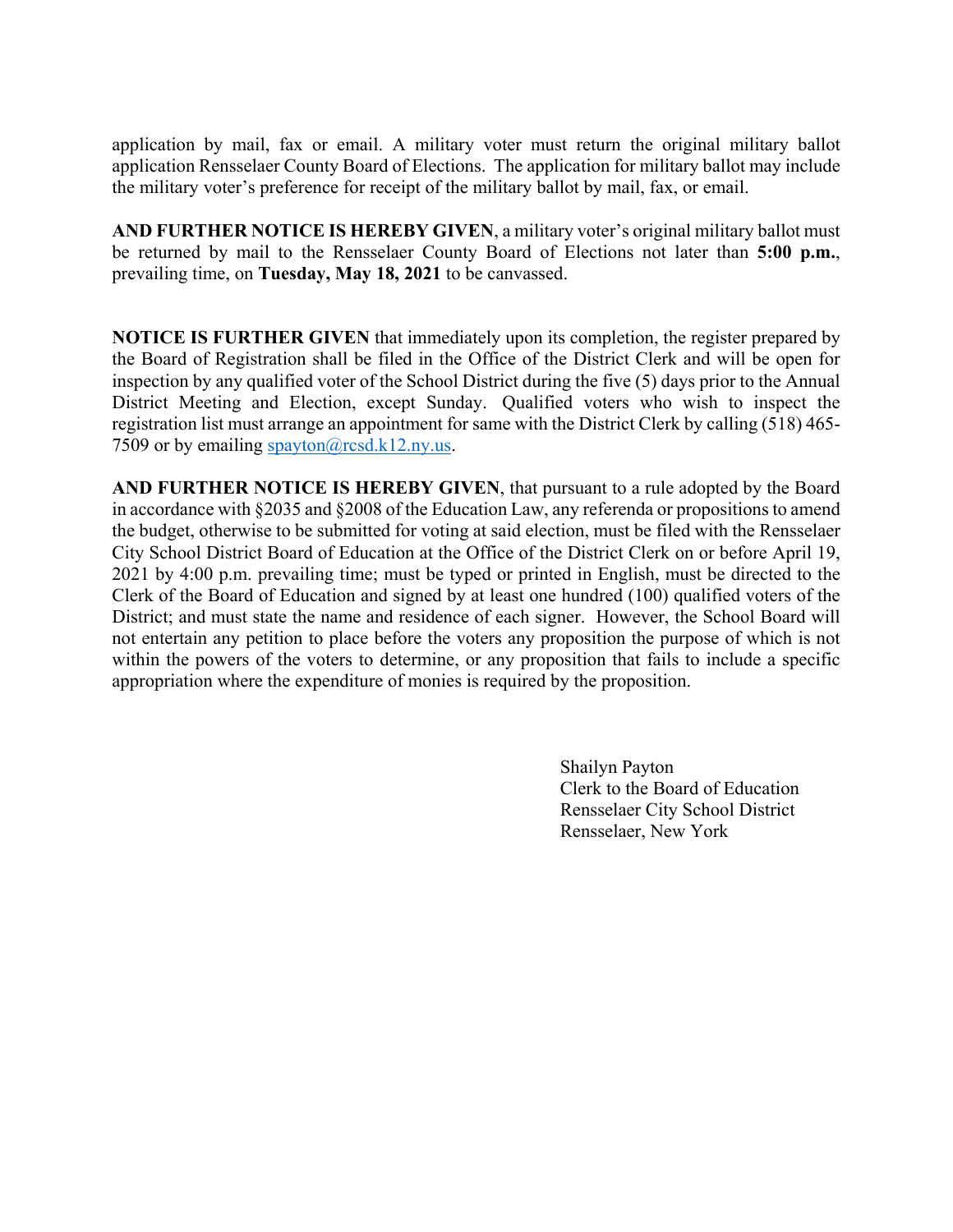application by mail, fax or email. A military voter must return the original military ballot application Rensselaer County Board of Elections. The application for military ballot may include the military voter's preference for receipt of the military ballot by mail, fax, or email.

**AND FURTHER NOTICE IS HEREBY GIVEN**, a military voter's original military ballot must be returned by mail to the Rensselaer County Board of Elections not later than **5:00 p.m.**, prevailing time, on **Tuesday, May 18, 2021** to be canvassed.

**NOTICE IS FURTHER GIVEN** that immediately upon its completion, the register prepared by the Board of Registration shall be filed in the Office of the District Clerk and will be open for inspection by any qualified voter of the School District during the five (5) days prior to the Annual District Meeting and Election, except Sunday. Qualified voters who wish to inspect the registration list must arrange an appointment for same with the District Clerk by calling (518) 465-7509 or by emailing spayton@rcsd.k12.ny.us.

**AND FURTHER NOTICE IS HEREBY GIVEN**, that pursuant to a rule adopted by the Board in accordance with §2035 and §2008 of the Education Law, any referenda or propositions to amend the budget, otherwise to be submitted for voting at said election, must be filed with the Rensselaer City School District Board of Education at the Office of the District Clerk on or before April 19, 2021 by 4:00 p.m. prevailing time; must be typed or printed in English, must be directed to the Clerk of the Board of Education and signed by at least one hundred (100) qualified voters of the District; and must state the name and residence of each signer. However, the School Board will not entertain any petition to place before the voters any proposition the purpose of which is not within the powers of the voters to determine, or any proposition that fails to include a specific appropriation where the expenditure of monies is required by the proposition.

Shailyn Payton
Clerk to the Board of Education
Rensselaer City School District
Rensselaer, New York